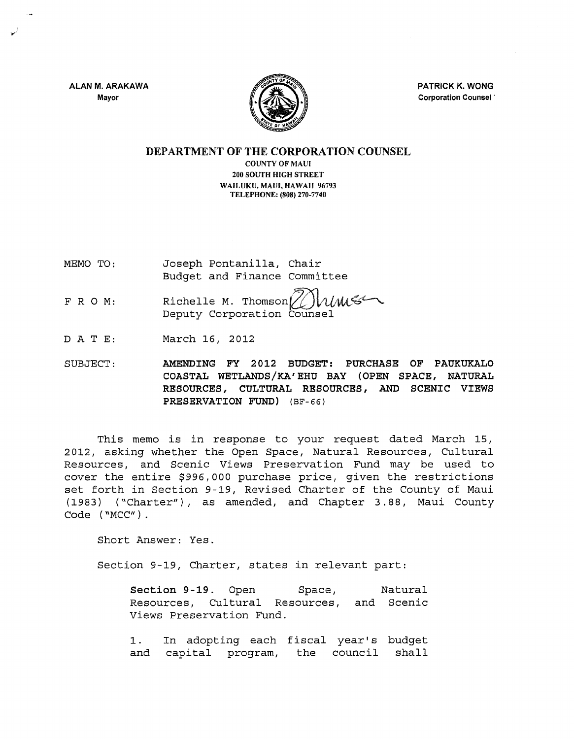ALAN M. ARAKAWA
Mayor

PATRICK K. WONG
Corporation Counsel

# DEPARTMENT OF THE CORPORATION COUNSEL

COUNTY OF MAUI
200 SOUTH HIGH STREET
WAILUKU, MAUI, HAWAII 96793
TELEPHONE: (808) 270-7740

MEMO TO: Joseph Pontanilla, Chair
Budget and Finance Committee

F R O M: Richelle M. Thomson
Deputy Corporation Counsel

D A T E: March 16, 2012

SUBJECT: **AMENDING FY 2012 BUDGET: PURCHASE OF PAUKUKALO COASTAL WETLANDS/KA'EHU BAY (OPEN SPACE, NATURAL RESOURCES, CULTURAL RESOURCES, AND SCENIC VIEWS PRESERVATION FUND)** (BF-66)

This memo is in response to your request dated March 15, 2012, asking whether the Open Space, Natural Resources, Cultural Resources, and Scenic Views Preservation Fund may be used to cover the entire $996,000 purchase price, given the restrictions set forth in Section 9-19, Revised Charter of the County of Maui (1983) ("Charter"), as amended, and Chapter 3.88, Maui County Code ("MCC").

Short Answer: Yes.

Section 9-19, Charter, states in relevant part:

> **Section 9-19.** Open Space, Natural Resources, Cultural Resources, and Scenic Views Preservation Fund.
>
> 1. In adopting each fiscal year's budget and capital program, the council shall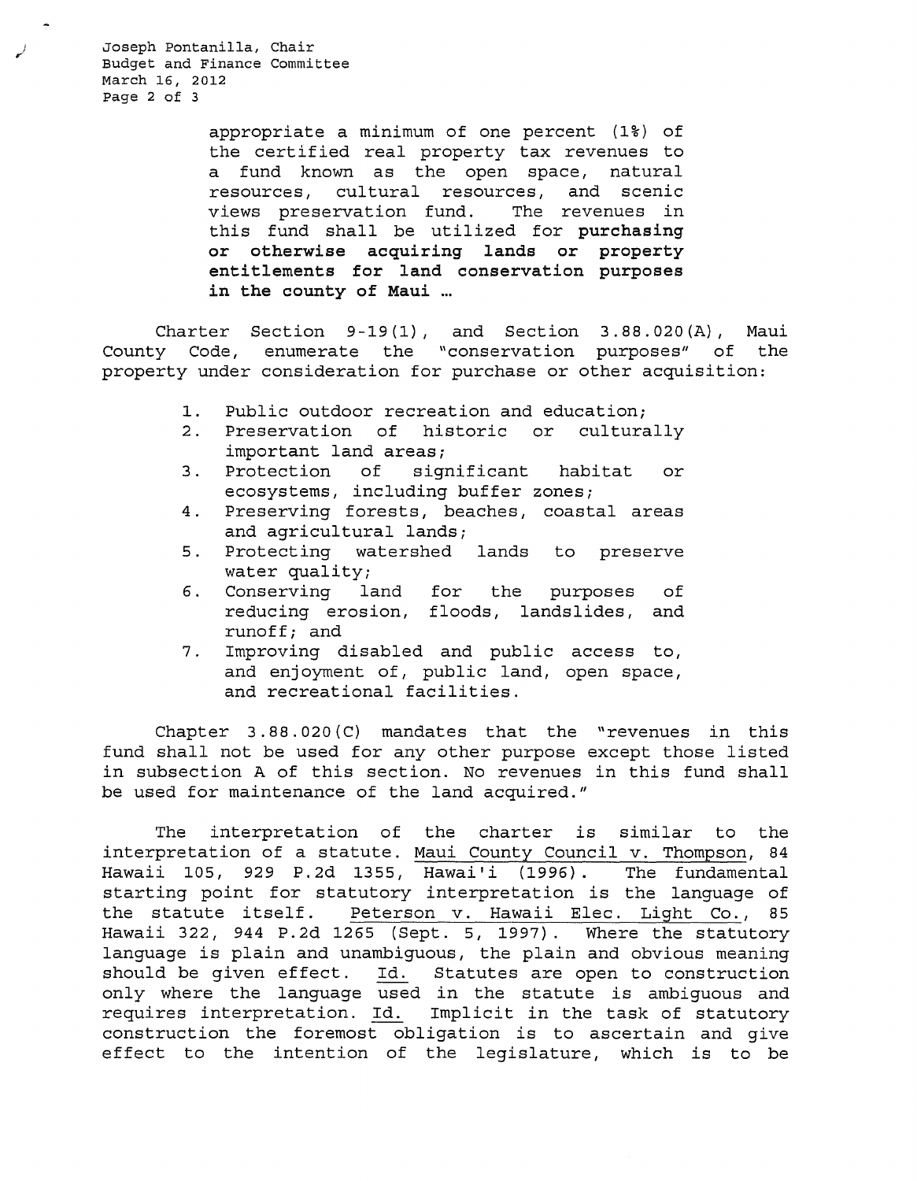> appropriate a minimum of one percent (1%) of the certified real property tax revenues to a fund known as the open space, natural resources, cultural resources, and scenic views preservation fund. The revenues in this fund shall be utilized for **purchasing or otherwise acquiring lands or property entitlements for land conservation purposes in the county of Maui …**

Charter Section 9-19(1), and Section 3.88.020(A), Maui County Code, enumerate the "conservation purposes" of the property under consideration for purchase or other acquisition:

1. Public outdoor recreation and education;
2. Preservation of historic or culturally important land areas;
3. Protection of significant habitat or ecosystems, including buffer zones;
4. Preserving forests, beaches, coastal areas and agricultural lands;
5. Protecting watershed lands to preserve water quality;
6. Conserving land for the purposes of reducing erosion, floods, landslides, and runoff; and
7. Improving disabled and public access to, and enjoyment of, public land, open space, and recreational facilities.

Chapter 3.88.020(C) mandates that the "revenues in this fund shall not be used for any other purpose except those listed in subsection A of this section. No revenues in this fund shall be used for maintenance of the land acquired."

The interpretation of the charter is similar to the interpretation of a statute. Maui County Council v. Thompson, 84 Hawaii 105, 929 P.2d 1355, Hawai'i (1996). The fundamental starting point for statutory interpretation is the language of the statute itself. Peterson v. Hawaii Elec. Light Co., 85 Hawaii 322, 944 P.2d 1265 (Sept. 5, 1997). Where the statutory language is plain and unambiguous, the plain and obvious meaning should be given effect. Id. Statutes are open to construction only where the language used in the statute is ambiguous and requires interpretation. Id. Implicit in the task of statutory construction the foremost obligation is to ascertain and give effect to the intention of the legislature, which is to be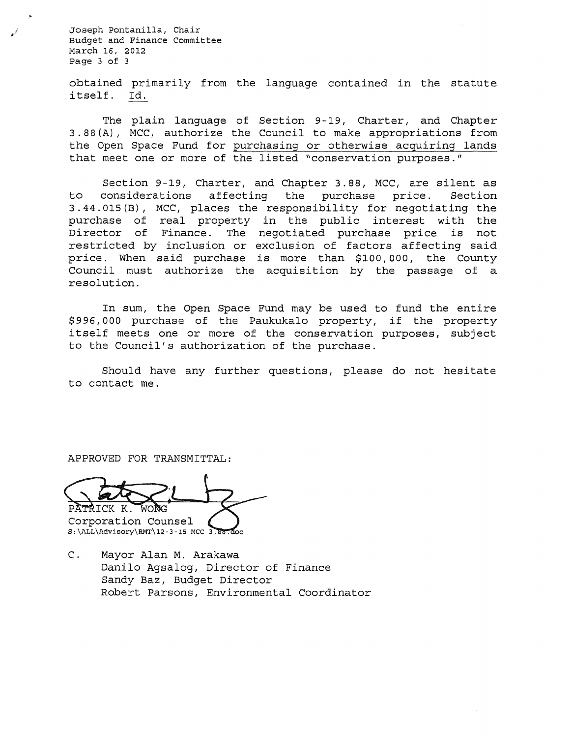obtained primarily from the language contained in the statute itself. Id.

The plain language of Section 9-19, Charter, and Chapter 3.88(A), MCC, authorize the Council to make appropriations from the Open Space Fund for purchasing or otherwise acquiring lands that meet one or more of the listed "conservation purposes."

Section 9-19, Charter, and Chapter 3.88, MCC, are silent as to considerations affecting the purchase price. Section 3.44.015(B), MCC, places the responsibility for negotiating the purchase of real property in the public interest with the Director of Finance. The negotiated purchase price is not restricted by inclusion or exclusion of factors affecting said price. When said purchase is more than $100,000, the County Council must authorize the acquisition by the passage of a resolution.

In sum, the Open Space Fund may be used to fund the entire $996,000 purchase of the Paukukalo property, if the property itself meets one or more of the conservation purposes, subject to the Council's authorization of the purchase.

Should have any further questions, please do not hesitate to contact me.

APPROVED FOR TRANSMITTAL:

PATRICK K. WONG
Corporation Counsel
S:\ALL\Advisory\RMT\12-3-15 MCC 3.88.doc

C. Mayor Alan M. Arakawa
Danilo Agsalog, Director of Finance
Sandy Baz, Budget Director
Robert Parsons, Environmental Coordinator